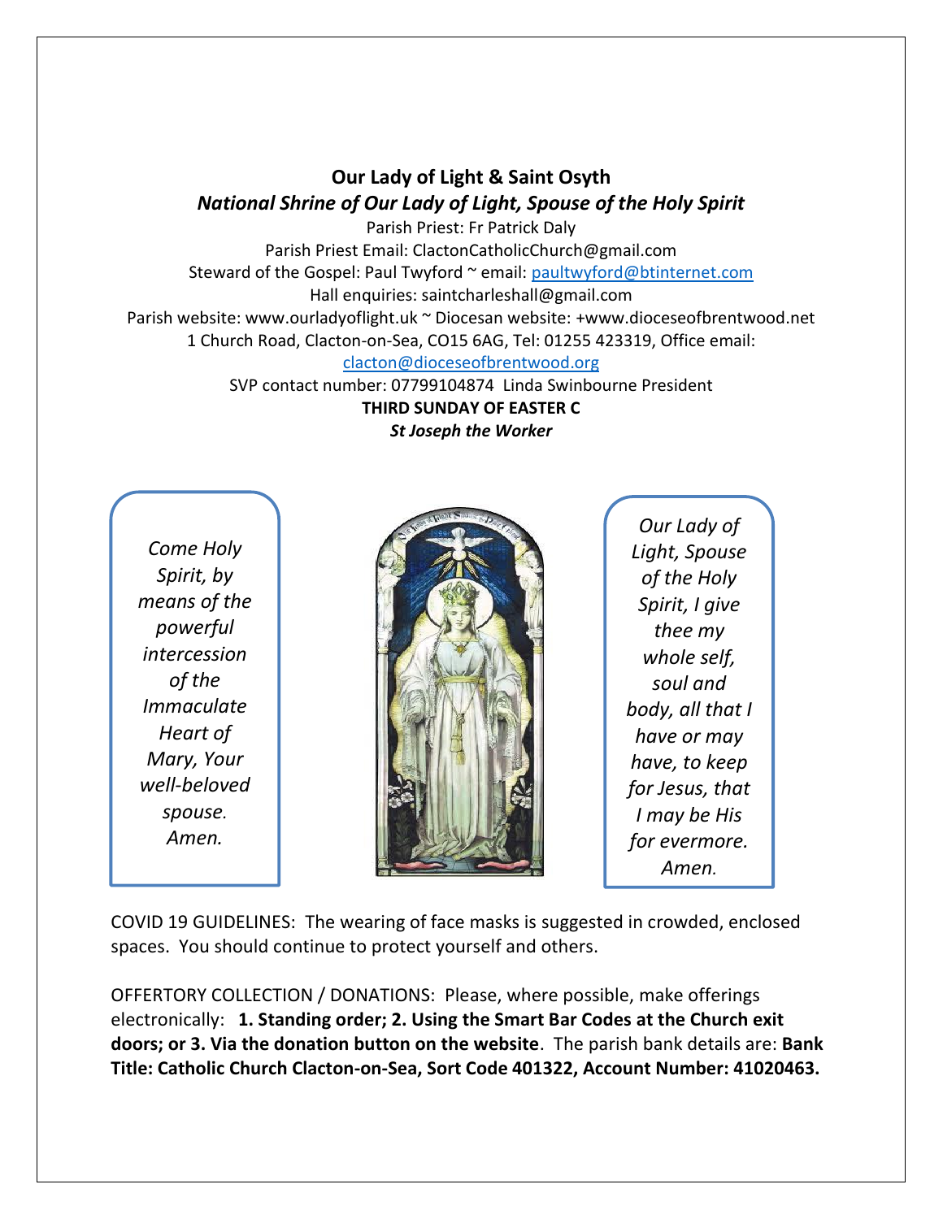**Our Lady of Light & Saint Osyth**

***National Shrine of Our Lady of Light, Spouse of the Holy Spirit***

Parish Priest: Fr Patrick Daly

Parish Priest Email: ClactonCatholicChurch@gmail.com

Steward of the Gospel: Paul Twyford ~ email: paultwyford@btinternet.com

Hall enquiries: saintcharleshall@gmail.com

Parish website: www.ourladyoflight.uk ~ Diocesan website: +www.dioceseofbrentwood.net

1 Church Road, Clacton-on-Sea, CO15 6AG, Tel: 01255 423319, Office email: clacton@dioceseofbrentwood.org

SVP contact number: 07799104874 Linda Swinbourne President

**THIRD SUNDAY OF EASTER C**

***St Joseph the Worker***

*Come Holy Spirit, by means of the powerful intercession of the Immaculate Heart of Mary, Your well-beloved spouse. Amen.*

*Our Lady of Light, Spouse of the Holy Spirit, I give thee my whole self, soul and body, all that I have or may have, to keep for Jesus, that I may be His for evermore. Amen.*

COVID 19 GUIDELINES: The wearing of face masks is suggested in crowded, enclosed spaces. You should continue to protect yourself and others.

OFFERTORY COLLECTION / DONATIONS: Please, where possible, make offerings electronically: **1. Standing order; 2. Using the Smart Bar Codes at the Church exit doors; or 3. Via the donation button on the website**. The parish bank details are: **Bank Title: Catholic Church Clacton-on-Sea, Sort Code 401322, Account Number: 41020463.**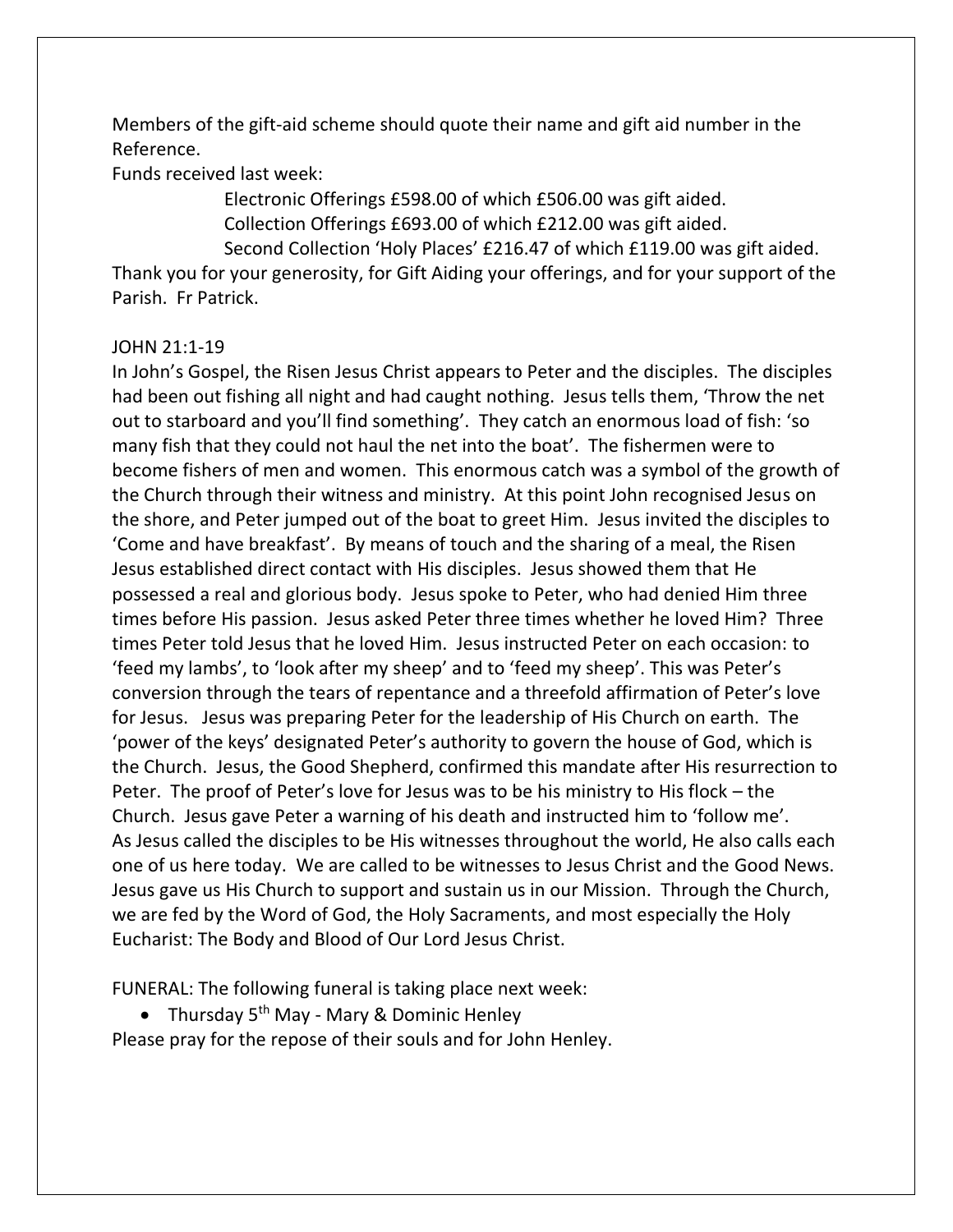Members of the gift-aid scheme should quote their name and gift aid number in the Reference.

Funds received last week:

Electronic Offerings £598.00 of which £506.00 was gift aided.
Collection Offerings £693.00 of which £212.00 was gift aided.
Second Collection 'Holy Places' £216.47 of which £119.00 was gift aided.

Thank you for your generosity, for Gift Aiding your offerings, and for your support of the Parish. Fr Patrick.

JOHN 21:1-19

In John's Gospel, the Risen Jesus Christ appears to Peter and the disciples. The disciples had been out fishing all night and had caught nothing. Jesus tells them, 'Throw the net out to starboard and you'll find something'. They catch an enormous load of fish: 'so many fish that they could not haul the net into the boat'. The fishermen were to become fishers of men and women. This enormous catch was a symbol of the growth of the Church through their witness and ministry. At this point John recognised Jesus on the shore, and Peter jumped out of the boat to greet Him. Jesus invited the disciples to 'Come and have breakfast'. By means of touch and the sharing of a meal, the Risen Jesus established direct contact with His disciples. Jesus showed them that He possessed a real and glorious body. Jesus spoke to Peter, who had denied Him three times before His passion. Jesus asked Peter three times whether he loved Him? Three times Peter told Jesus that he loved Him. Jesus instructed Peter on each occasion: to 'feed my lambs', to 'look after my sheep' and to 'feed my sheep'. This was Peter's conversion through the tears of repentance and a threefold affirmation of Peter's love for Jesus. Jesus was preparing Peter for the leadership of His Church on earth. The 'power of the keys' designated Peter's authority to govern the house of God, which is the Church. Jesus, the Good Shepherd, confirmed this mandate after His resurrection to Peter. The proof of Peter's love for Jesus was to be his ministry to His flock – the Church. Jesus gave Peter a warning of his death and instructed him to 'follow me'.
As Jesus called the disciples to be His witnesses throughout the world, He also calls each one of us here today. We are called to be witnesses to Jesus Christ and the Good News. Jesus gave us His Church to support and sustain us in our Mission. Through the Church, we are fed by the Word of God, the Holy Sacraments, and most especially the Holy Eucharist: The Body and Blood of Our Lord Jesus Christ.

FUNERAL: The following funeral is taking place next week:

- Thursday 5th May - Mary & Dominic Henley

Please pray for the repose of their souls and for John Henley.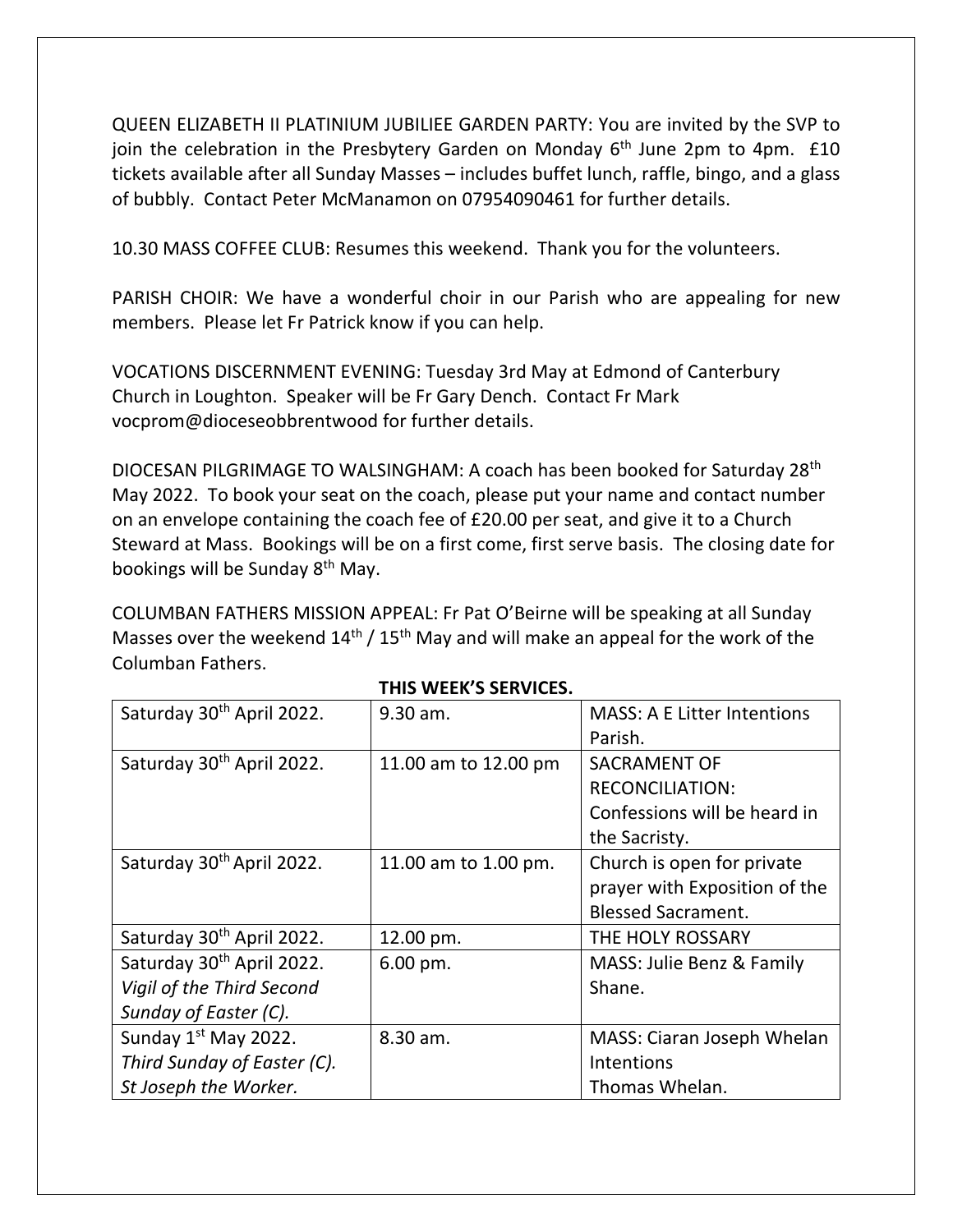QUEEN ELIZABETH II PLATINIUM JUBILIEE GARDEN PARTY: You are invited by the SVP to join the celebration in the Presbytery Garden on Monday 6th June 2pm to 4pm. £10 tickets available after all Sunday Masses – includes buffet lunch, raffle, bingo, and a glass of bubbly. Contact Peter McManamon on 07954090461 for further details.

10.30 MASS COFFEE CLUB: Resumes this weekend. Thank you for the volunteers.

PARISH CHOIR: We have a wonderful choir in our Parish who are appealing for new members. Please let Fr Patrick know if you can help.

VOCATIONS DISCERNMENT EVENING: Tuesday 3rd May at Edmond of Canterbury Church in Loughton. Speaker will be Fr Gary Dench. Contact Fr Mark vocprom@dioceseobbrentwood for further details.

DIOCESAN PILGRIMAGE TO WALSINGHAM: A coach has been booked for Saturday 28th May 2022. To book your seat on the coach, please put your name and contact number on an envelope containing the coach fee of £20.00 per seat, and give it to a Church Steward at Mass. Bookings will be on a first come, first serve basis. The closing date for bookings will be Sunday 8th May.

COLUMBAN FATHERS MISSION APPEAL: Fr Pat O'Beirne will be speaking at all Sunday Masses over the weekend 14th / 15th May and will make an appeal for the work of the Columban Fathers.

**THIS WEEK'S SERVICES.**

| | | |
|---|---|---|
| Saturday 30th April 2022. | 9.30 am. | MASS: A E Litter Intentions Parish. |
| Saturday 30th April 2022. | 11.00 am to 12.00 pm | SACRAMENT OF RECONCILIATION: Confessions will be heard in the Sacristy. |
| Saturday 30th April 2022. | 11.00 am to 1.00 pm. | Church is open for private prayer with Exposition of the Blessed Sacrament. |
| Saturday 30th April 2022. | 12.00 pm. | THE HOLY ROSSARY |
| Saturday 30th April 2022. *Vigil of the Third Second Sunday of Easter (C).* | 6.00 pm. | MASS: Julie Benz & Family Shane. |
| Sunday 1st May 2022. *Third Sunday of Easter (C). St Joseph the Worker.* | 8.30 am. | MASS: Ciaran Joseph Whelan Intentions Thomas Whelan. |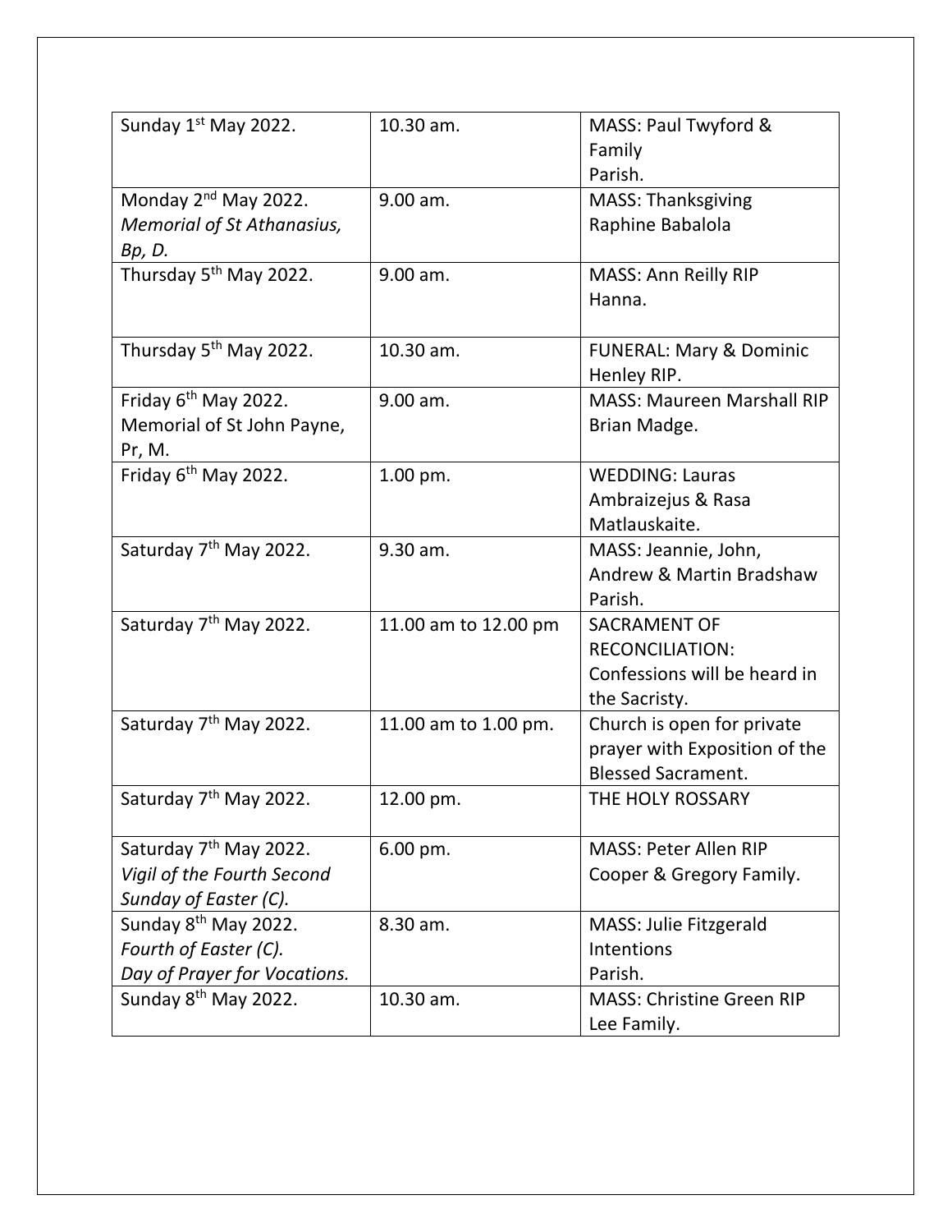| | | |
|---|---|---|
| Sunday 1st May 2022. | 10.30 am. | MASS: Paul Twyford & Family<br>Parish. |
| Monday 2nd May 2022.<br>*Memorial of St Athanasius, Bp, D.* | 9.00 am. | MASS: Thanksgiving<br>Raphine Babalola |
| Thursday 5th May 2022. | 9.00 am. | MASS: Ann Reilly RIP<br>Hanna. |
| Thursday 5th May 2022. | 10.30 am. | FUNERAL: Mary & Dominic Henley RIP. |
| Friday 6th May 2022.<br>Memorial of St John Payne, Pr, M. | 9.00 am. | MASS: Maureen Marshall RIP<br>Brian Madge. |
| Friday 6th May 2022. | 1.00 pm. | WEDDING: Lauras Ambraizejus & Rasa Matlauskaite. |
| Saturday 7th May 2022. | 9.30 am. | MASS: Jeannie, John, Andrew & Martin Bradshaw<br>Parish. |
| Saturday 7th May 2022. | 11.00 am to 12.00 pm | SACRAMENT OF RECONCILIATION: Confessions will be heard in the Sacristy. |
| Saturday 7th May 2022. | 11.00 am to 1.00 pm. | Church is open for private prayer with Exposition of the Blessed Sacrament. |
| Saturday 7th May 2022. | 12.00 pm. | THE HOLY ROSSARY |
| Saturday 7th May 2022.<br>*Vigil of the Fourth Second Sunday of Easter (C).* | 6.00 pm. | MASS: Peter Allen RIP<br>Cooper & Gregory Family. |
| Sunday 8th May 2022.<br>*Fourth of Easter (C).*<br>*Day of Prayer for Vocations.* | 8.30 am. | MASS: Julie Fitzgerald Intentions<br>Parish. |
| Sunday 8th May 2022. | 10.30 am. | MASS: Christine Green RIP<br>Lee Family. |